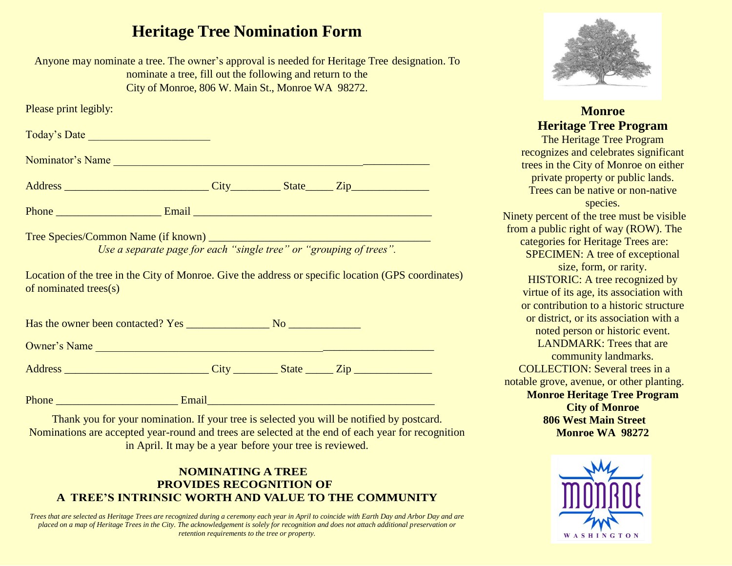# Heritage Tree Nomination Form

Anyone may nominate a tree. The owner's approval is needed for Heritage Tree designation. To nominate a tree, fill out the following and return to the City of Monroe, 806 W. Main St., Monroe WA 98272.

Please print legibly:

Today's Date ____________________

Nominator's Name ______________________________________________________

Address _________________________ City________ State_____ Zip_____________

Phone __________________ Email ________________________________________

Tree Species/Common Name (if known) ____________________________________

*Use a separate page for each "single tree" or "grouping of trees".*

Location of the tree in the City of Monroe. Give the address or specific location (GPS coordinates) of nominated trees(s)

Has the owner been contacted? Yes ______________ No ____________

Owner's Name ___________________________________________________________

Address _________________________ City ________ State _____ Zip _____________

Phone _____________________ Email________________________________________

Thank you for your nomination. If your tree is selected you will be notified by postcard. Nominations are accepted year-round and trees are selected at the end of each year for recognition in April. It may be a year before your tree is reviewed.

**NOMINATING A TREE PROVIDES RECOGNITION OF A TREE'S INTRINSIC WORTH AND VALUE TO THE COMMUNITY**

*Trees that are selected as Heritage Trees are recognized during a ceremony each year in April to coincide with Earth Day and Arbor Day and are placed on a map of Heritage Trees in the City. The acknowledgement is solely for recognition and does not attach additional preservation or retention requirements to the tree or property.*

## Monroe Heritage Tree Program

The Heritage Tree Program recognizes and celebrates significant trees in the City of Monroe on either private property or public lands. Trees can be native or non-native species.

Ninety percent of the tree must be visible from a public right of way (ROW). The categories for Heritage Trees are:

SPECIMEN: A tree of exceptional size, form, or rarity.

HISTORIC: A tree recognized by virtue of its age, its association with or contribution to a historic structure or district, or its association with a noted person or historic event.

LANDMARK: Trees that are community landmarks.

COLLECTION: Several trees in a notable grove, avenue, or other planting.

**Monroe Heritage Tree Program**
**City of Monroe**
**806 West Main Street**
**Monroe WA 98272**

MONROE
WASHINGTON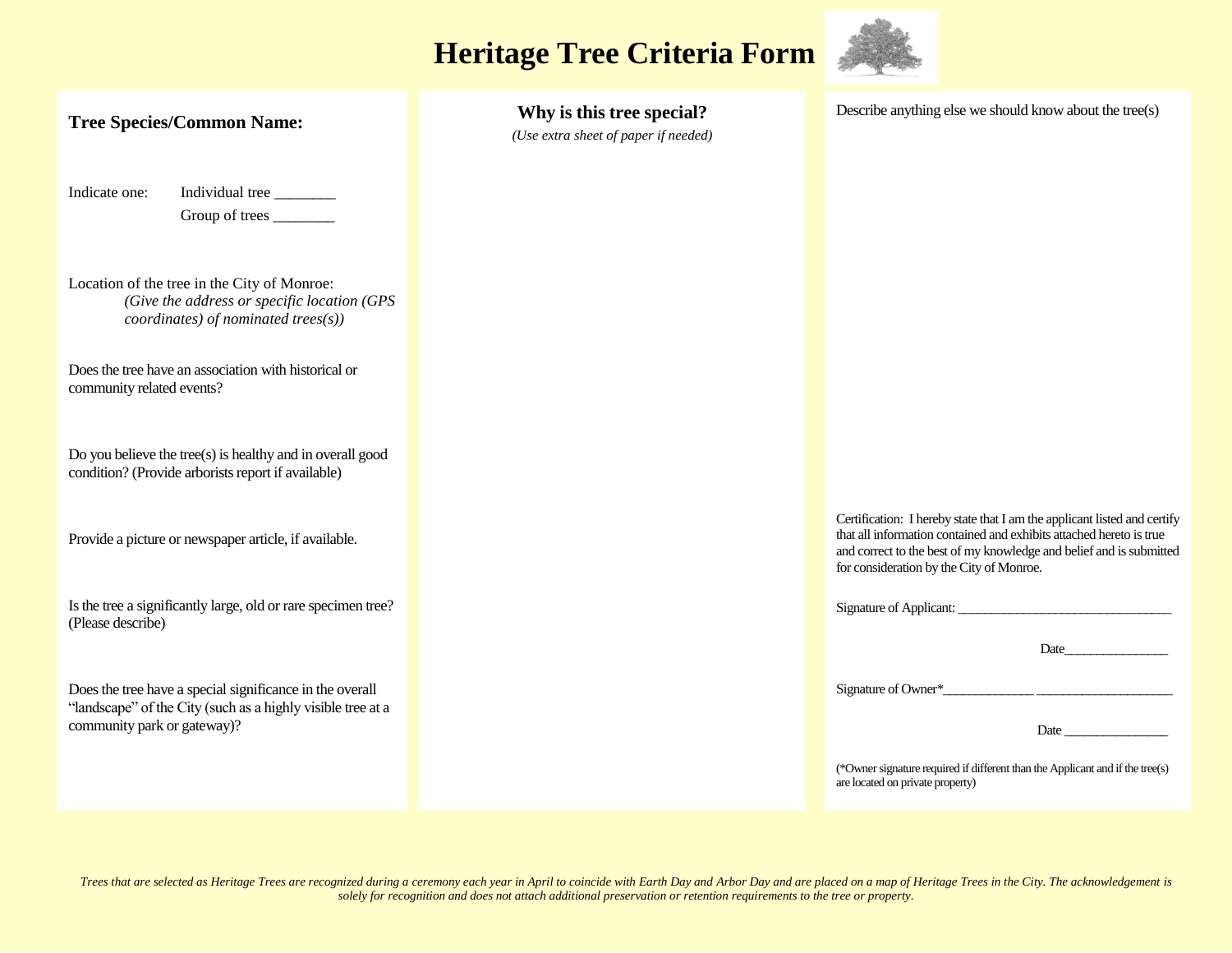# Heritage Tree Criteria Form

**Tree Species/Common Name:**

Indicate one: Individual tree ________

Group of trees ________

Location of the tree in the City of Monroe:

*(Give the address or specific location (GPS coordinates) of nominated trees(s))*

Does the tree have an association with historical or community related events?

Do you believe the tree(s) is healthy and in overall good condition? (Provide arborists report if available)

Provide a picture or newspaper article, if available.

Is the tree a significantly large, old or rare specimen tree? (Please describe)

Does the tree have a special significance in the overall "landscape" of the City (such as a highly visible tree at a community park or gateway)?

## Why is this tree special?

*(Use extra sheet of paper if needed)*

Describe anything else we should know about the tree(s)

Certification: I hereby state that I am the applicant listed and certify that all information contained and exhibits attached hereto is true and correct to the best of my knowledge and belief and is submitted for consideration by the City of Monroe.

Signature of Applicant: ________________________________

Date_______________

Signature of Owner*_____________ ____________________

Date _______________

(*Owner signature required if different than the Applicant and if the tree(s) are located on private property)

*Trees that are selected as Heritage Trees are recognized during a ceremony each year in April to coincide with Earth Day and Arbor Day and are placed on a map of Heritage Trees in the City. The acknowledgement is solely for recognition and does not attach additional preservation or retention requirements to the tree or property.*